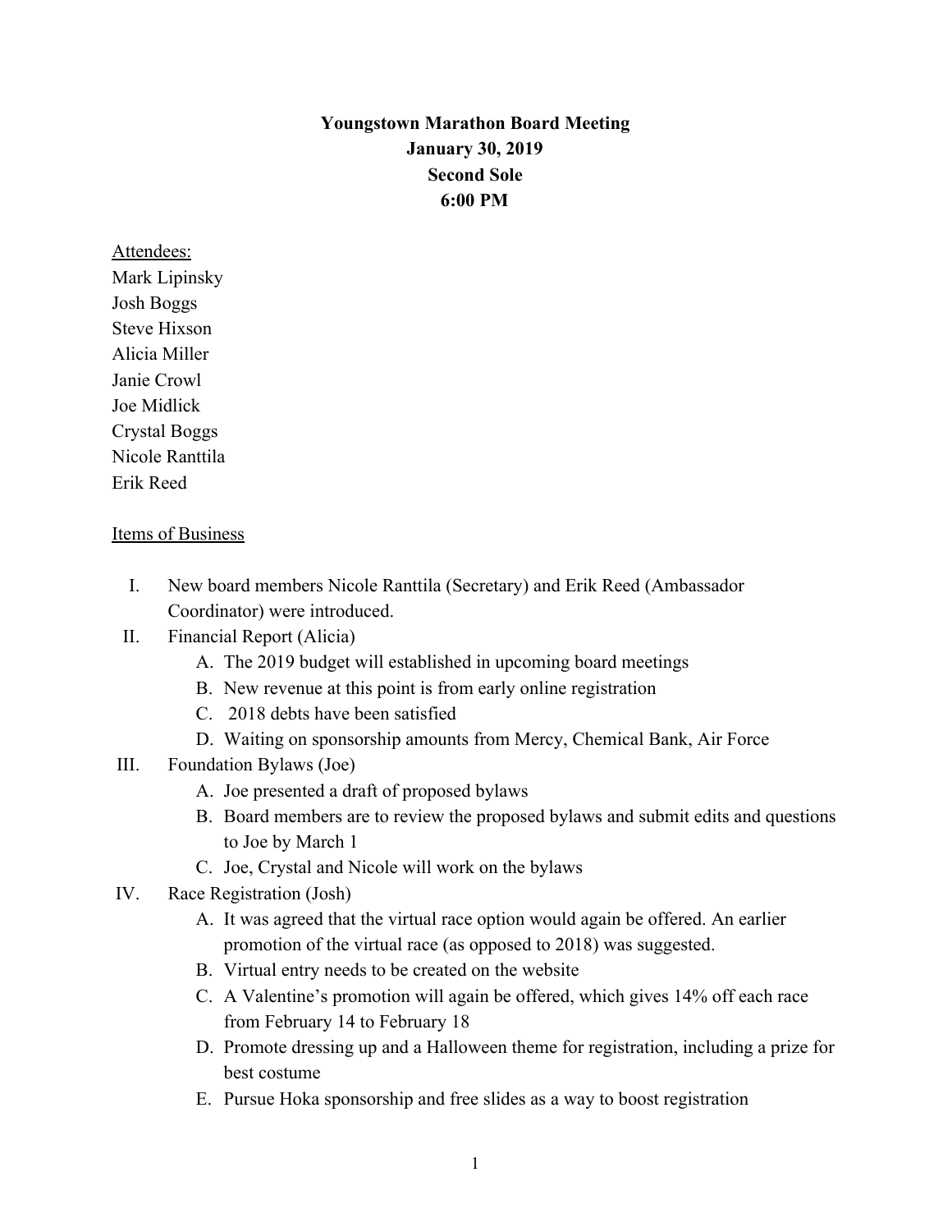# Youngstown Marathon Board Meeting
**January 30, 2019**
**Second Sole**
**6:00 PM**

Attendees:
Mark Lipinsky
Josh Boggs
Steve Hixson
Alicia Miller
Janie Crowl
Joe Midlick
Crystal Boggs
Nicole Ranttila
Erik Reed

Items of Business

I. New board members Nicole Ranttila (Secretary) and Erik Reed (Ambassador Coordinator) were introduced.

II. Financial Report (Alicia)
   A. The 2019 budget will established in upcoming board meetings
   B. New revenue at this point is from early online registration
   C. 2018 debts have been satisfied
   D. Waiting on sponsorship amounts from Mercy, Chemical Bank, Air Force

III. Foundation Bylaws (Joe)
   A. Joe presented a draft of proposed bylaws
   B. Board members are to review the proposed bylaws and submit edits and questions to Joe by March 1
   C. Joe, Crystal and Nicole will work on the bylaws

IV. Race Registration (Josh)
   A. It was agreed that the virtual race option would again be offered. An earlier promotion of the virtual race (as opposed to 2018) was suggested.
   B. Virtual entry needs to be created on the website
   C. A Valentine's promotion will again be offered, which gives 14% off each race from February 14 to February 18
   D. Promote dressing up and a Halloween theme for registration, including a prize for best costume
   E. Pursue Hoka sponsorship and free slides as a way to boost registration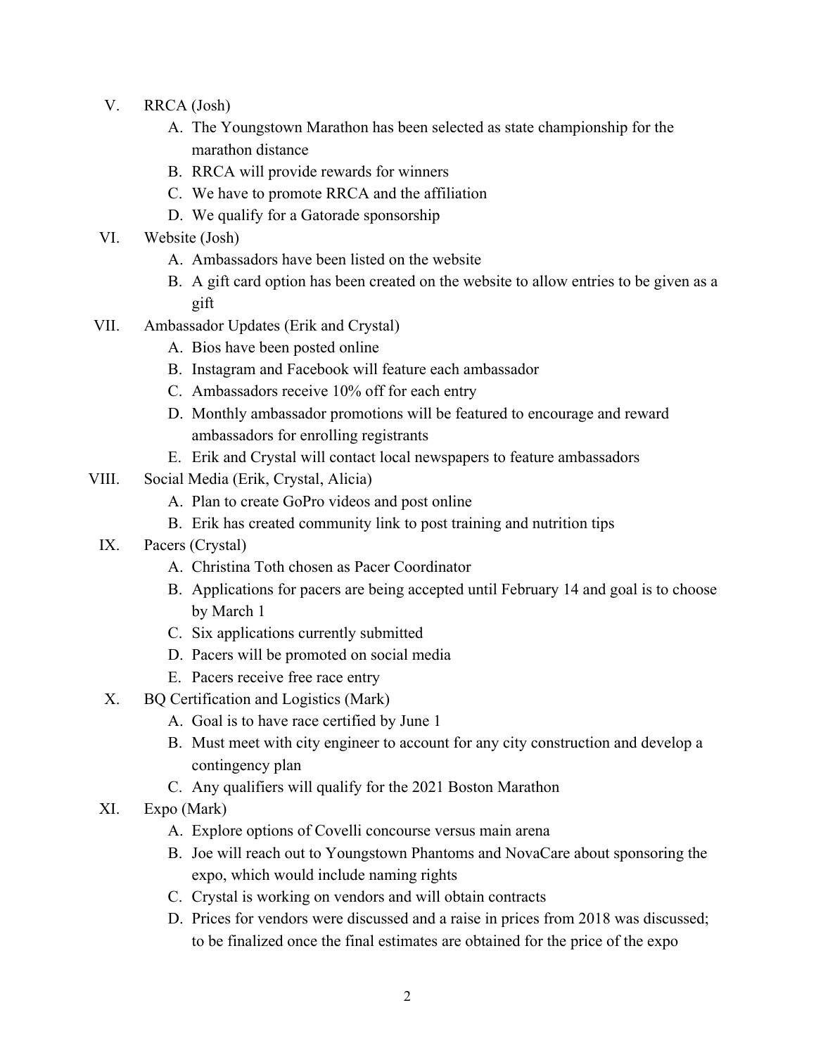V. RRCA (Josh)
   A. The Youngstown Marathon has been selected as state championship for the marathon distance
   B. RRCA will provide rewards for winners
   C. We have to promote RRCA and the affiliation
   D. We qualify for a Gatorade sponsorship

VI. Website (Josh)
   A. Ambassadors have been listed on the website
   B. A gift card option has been created on the website to allow entries to be given as a gift

VII. Ambassador Updates (Erik and Crystal)
   A. Bios have been posted online
   B. Instagram and Facebook will feature each ambassador
   C. Ambassadors receive 10% off for each entry
   D. Monthly ambassador promotions will be featured to encourage and reward ambassadors for enrolling registrants
   E. Erik and Crystal will contact local newspapers to feature ambassadors

VIII. Social Media (Erik, Crystal, Alicia)
   A. Plan to create GoPro videos and post online
   B. Erik has created community link to post training and nutrition tips

IX. Pacers (Crystal)
   A. Christina Toth chosen as Pacer Coordinator
   B. Applications for pacers are being accepted until February 14 and goal is to choose by March 1
   C. Six applications currently submitted
   D. Pacers will be promoted on social media
   E. Pacers receive free race entry

X. BQ Certification and Logistics (Mark)
   A. Goal is to have race certified by June 1
   B. Must meet with city engineer to account for any city construction and develop a contingency plan
   C. Any qualifiers will qualify for the 2021 Boston Marathon

XI. Expo (Mark)
   A. Explore options of Covelli concourse versus main arena
   B. Joe will reach out to Youngstown Phantoms and NovaCare about sponsoring the expo, which would include naming rights
   C. Crystal is working on vendors and will obtain contracts
   D. Prices for vendors were discussed and a raise in prices from 2018 was discussed; to be finalized once the final estimates are obtained for the price of the expo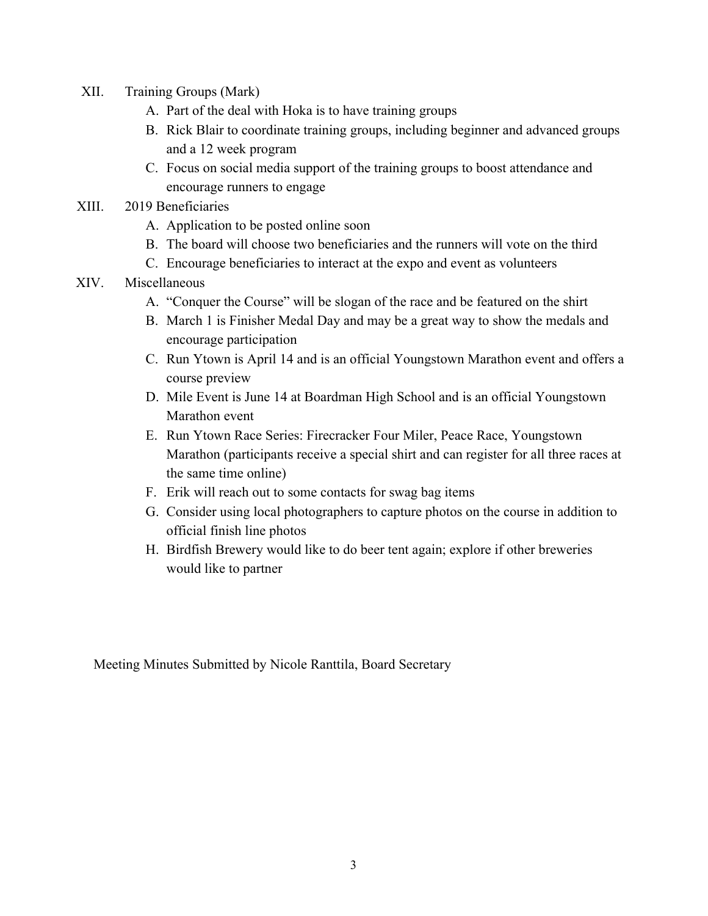XII. Training Groups (Mark)

A. Part of the deal with Hoka is to have training groups
B. Rick Blair to coordinate training groups, including beginner and advanced groups and a 12 week program
C. Focus on social media support of the training groups to boost attendance and encourage runners to engage

XIII. 2019 Beneficiaries

A. Application to be posted online soon
B. The board will choose two beneficiaries and the runners will vote on the third
C. Encourage beneficiaries to interact at the expo and event as volunteers

XIV. Miscellaneous

A. "Conquer the Course" will be slogan of the race and be featured on the shirt
B. March 1 is Finisher Medal Day and may be a great way to show the medals and encourage participation
C. Run Ytown is April 14 and is an official Youngstown Marathon event and offers a course preview
D. Mile Event is June 14 at Boardman High School and is an official Youngstown Marathon event
E. Run Ytown Race Series: Firecracker Four Miler, Peace Race, Youngstown Marathon (participants receive a special shirt and can register for all three races at the same time online)
F. Erik will reach out to some contacts for swag bag items
G. Consider using local photographers to capture photos on the course in addition to official finish line photos
H. Birdfish Brewery would like to do beer tent again; explore if other breweries would like to partner

Meeting Minutes Submitted by Nicole Ranttila, Board Secretary